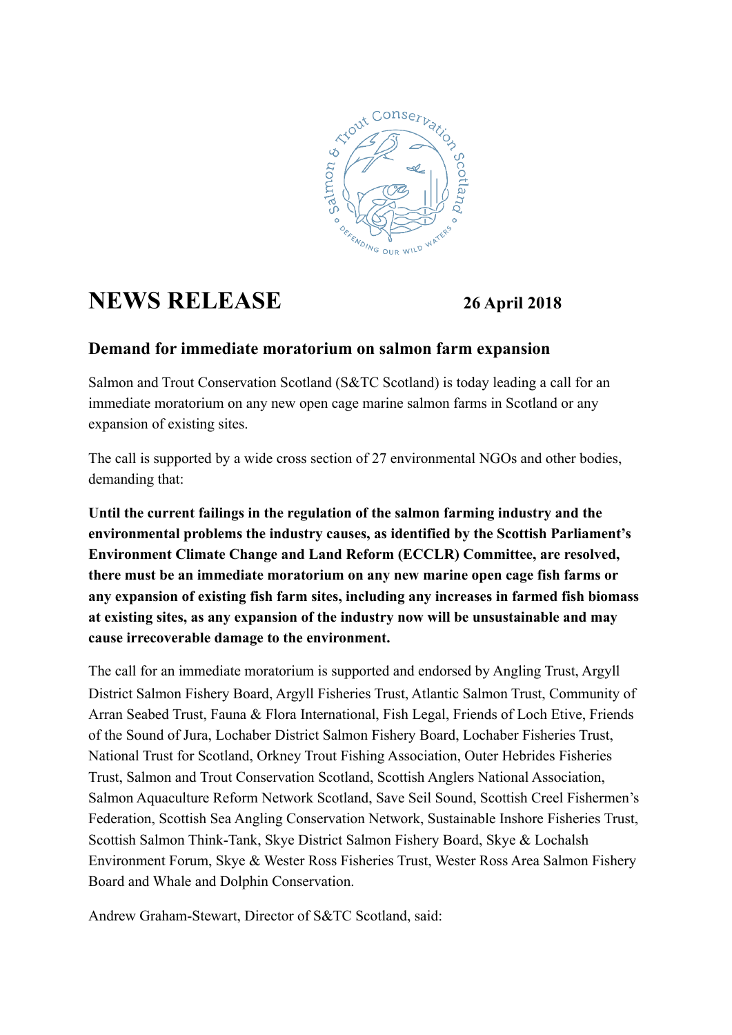# NEWS RELEASE

**26 April 2018**

## Demand for immediate moratorium on salmon farm expansion

Salmon and Trout Conservation Scotland (S&TC Scotland) is today leading a call for an immediate moratorium on any new open cage marine salmon farms in Scotland or any expansion of existing sites.

The call is supported by a wide cross section of 27 environmental NGOs and other bodies, demanding that:

**Until the current failings in the regulation of the salmon farming industry and the environmental problems the industry causes, as identified by the Scottish Parliament's Environment Climate Change and Land Reform (ECCLR) Committee, are resolved, there must be an immediate moratorium on any new marine open cage fish farms or any expansion of existing fish farm sites, including any increases in farmed fish biomass at existing sites, as any expansion of the industry now will be unsustainable and may cause irrecoverable damage to the environment.**

The call for an immediate moratorium is supported and endorsed by Angling Trust, Argyll District Salmon Fishery Board, Argyll Fisheries Trust, Atlantic Salmon Trust, Community of Arran Seabed Trust, Fauna & Flora International, Fish Legal, Friends of Loch Etive, Friends of the Sound of Jura, Lochaber District Salmon Fishery Board, Lochaber Fisheries Trust, National Trust for Scotland, Orkney Trout Fishing Association, Outer Hebrides Fisheries Trust, Salmon and Trout Conservation Scotland, Scottish Anglers National Association, Salmon Aquaculture Reform Network Scotland, Save Seil Sound, Scottish Creel Fishermen's Federation, Scottish Sea Angling Conservation Network, Sustainable Inshore Fisheries Trust, Scottish Salmon Think-Tank, Skye District Salmon Fishery Board, Skye & Lochalsh Environment Forum, Skye & Wester Ross Fisheries Trust, Wester Ross Area Salmon Fishery Board and Whale and Dolphin Conservation.

Andrew Graham-Stewart, Director of S&TC Scotland, said: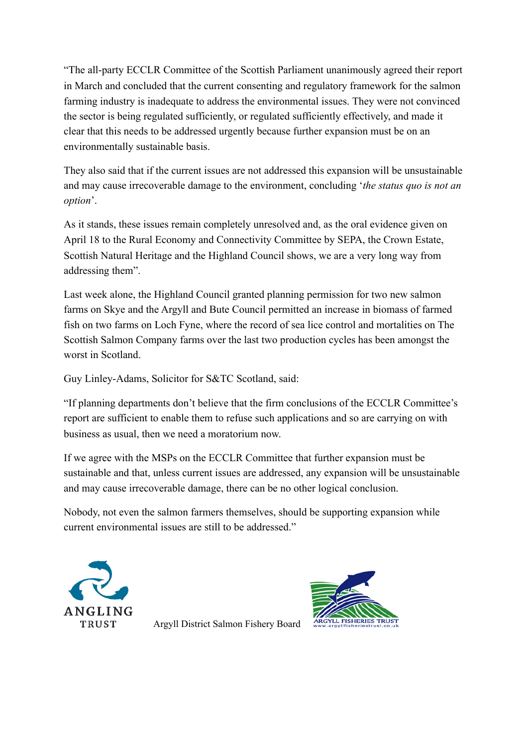"The all-party ECCLR Committee of the Scottish Parliament unanimously agreed their report in March and concluded that the current consenting and regulatory framework for the salmon farming industry is inadequate to address the environmental issues. They were not convinced the sector is being regulated sufficiently, or regulated sufficiently effectively, and made it clear that this needs to be addressed urgently because further expansion must be on an environmentally sustainable basis.

They also said that if the current issues are not addressed this expansion will be unsustainable and may cause irrecoverable damage to the environment, concluding '*the status quo is not an option*'.

As it stands, these issues remain completely unresolved and, as the oral evidence given on April 18 to the Rural Economy and Connectivity Committee by SEPA, the Crown Estate, Scottish Natural Heritage and the Highland Council shows, we are a very long way from addressing them".

Last week alone, the Highland Council granted planning permission for two new salmon farms on Skye and the Argyll and Bute Council permitted an increase in biomass of farmed fish on two farms on Loch Fyne, where the record of sea lice control and mortalities on The Scottish Salmon Company farms over the last two production cycles has been amongst the worst in Scotland.

Guy Linley-Adams, Solicitor for S&TC Scotland, said:

"If planning departments don't believe that the firm conclusions of the ECCLR Committee's report are sufficient to enable them to refuse such applications and so are carrying on with business as usual, then we need a moratorium now.

If we agree with the MSPs on the ECCLR Committee that further expansion must be sustainable and that, unless current issues are addressed, any expansion will be unsustainable and may cause irrecoverable damage, there can be no other logical conclusion.

Nobody, not even the salmon farmers themselves, should be supporting expansion while current environmental issues are still to be addressed."

ANGLING TRUST

Argyll District Salmon Fishery Board

ARGYLL FISHERIES TRUST
www.argyllfisheriestrust.co.uk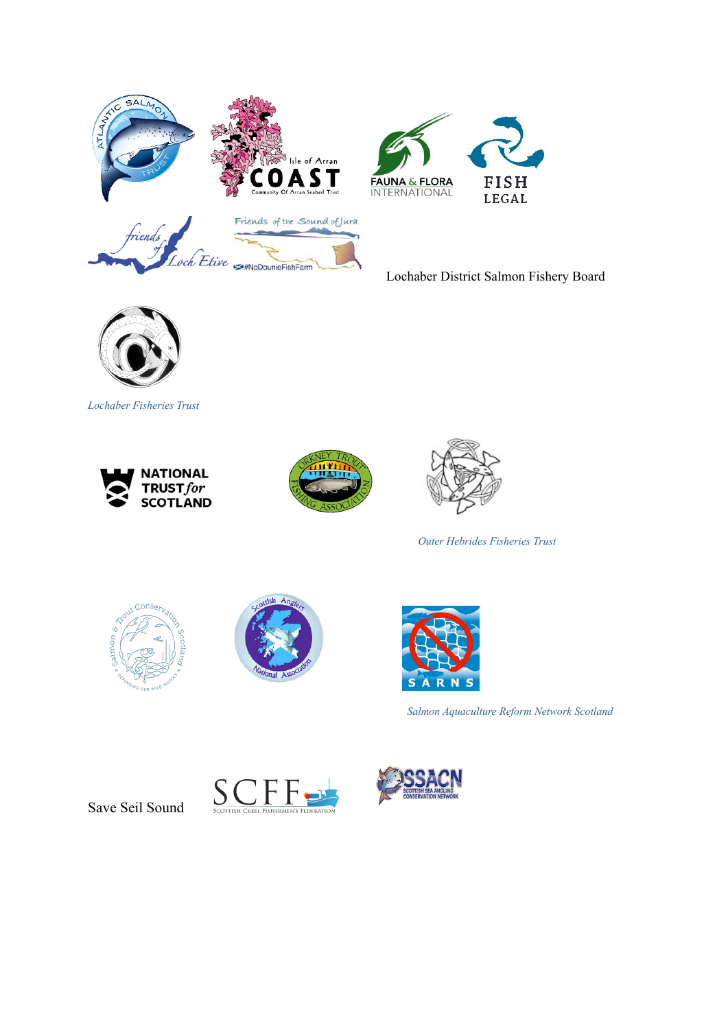Lochaber District Salmon Fishery Board

*Lochaber Fisheries Trust*

*Outer Hebrides Fisheries Trust*

*Salmon Aquaculture Reform Network Scotland*

Save Seil Sound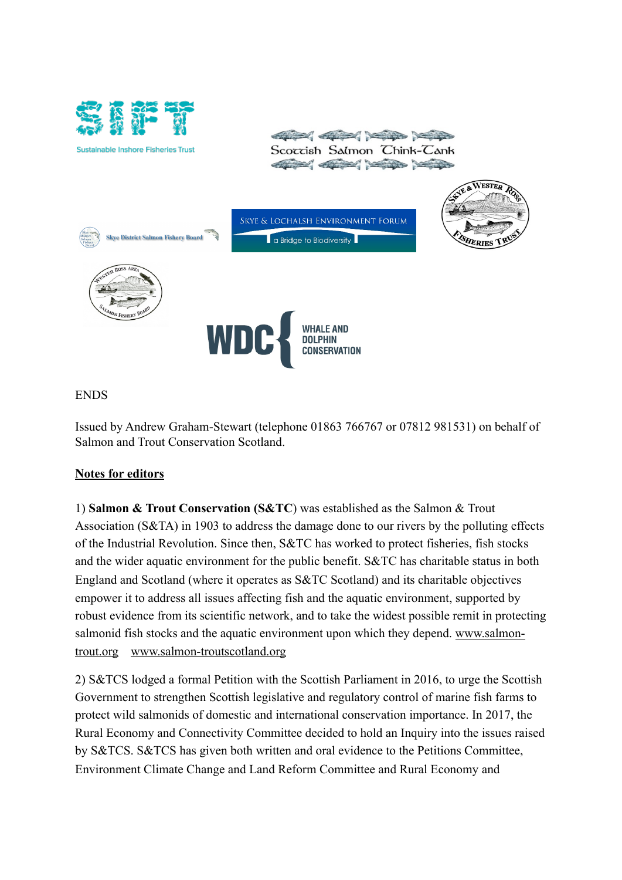ENDS

Issued by Andrew Graham-Stewart (telephone 01863 766767 or 07812 981531) on behalf of Salmon and Trout Conservation Scotland.

**Notes for editors**

1) **Salmon & Trout Conservation (S&TC**) was established as the Salmon & Trout Association (S&TA) in 1903 to address the damage done to our rivers by the polluting effects of the Industrial Revolution. Since then, S&TC has worked to protect fisheries, fish stocks and the wider aquatic environment for the public benefit. S&TC has charitable status in both England and Scotland (where it operates as S&TC Scotland) and its charitable objectives empower it to address all issues affecting fish and the aquatic environment, supported by robust evidence from its scientific network, and to take the widest possible remit in protecting salmonid fish stocks and the aquatic environment upon which they depend. www.salmon-trout.org www.salmon-troutscotland.org

2) S&TCS lodged a formal Petition with the Scottish Parliament in 2016, to urge the Scottish Government to strengthen Scottish legislative and regulatory control of marine fish farms to protect wild salmonids of domestic and international conservation importance. In 2017, the Rural Economy and Connectivity Committee decided to hold an Inquiry into the issues raised by S&TCS. S&TCS has given both written and oral evidence to the Petitions Committee, Environment Climate Change and Land Reform Committee and Rural Economy and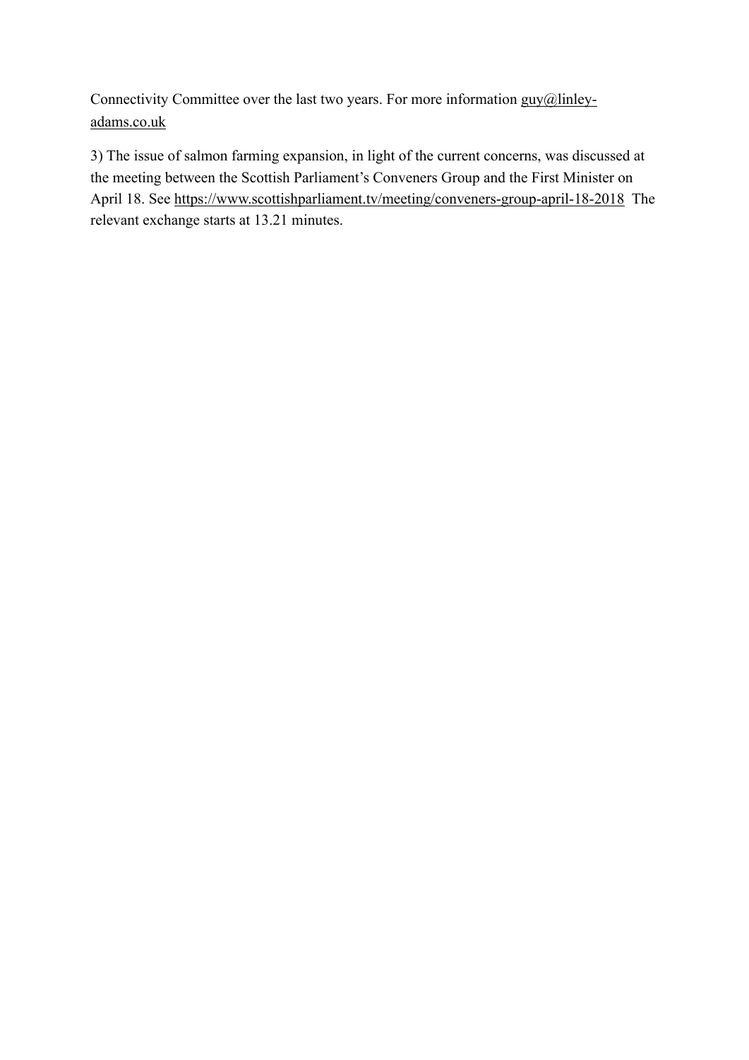Connectivity Committee over the last two years. For more information guy@linley-adams.co.uk

3) The issue of salmon farming expansion, in light of the current concerns, was discussed at the meeting between the Scottish Parliament's Conveners Group and the First Minister on April 18. See https://www.scottishparliament.tv/meeting/conveners-group-april-18-2018 The relevant exchange starts at 13.21 minutes.